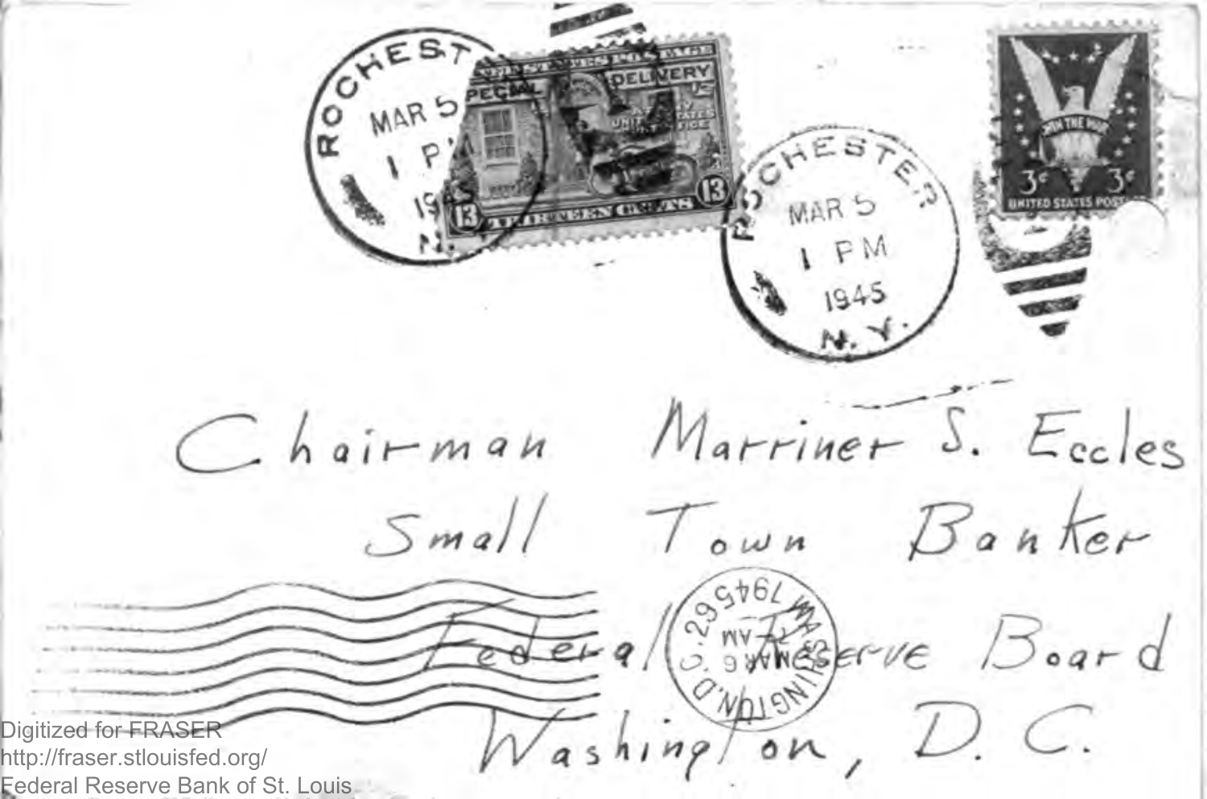ROCHESTER
MAR 5
1 PM
1945
N.Y.

SPECIAL DELIVERY
13 THIRTEEN CENTS 13

ROCHESTER
MAR 5
1 PM
1945
N.Y.

WIN THE WAR
3¢ 3¢
UNITED STATES POSTAGE

Chairman Marriner S. Eccles
Small Town Banker
Federal Reserve Board
Washington, D. C.

WASHINGTON, D.C.
MAR 6
7 AM
1945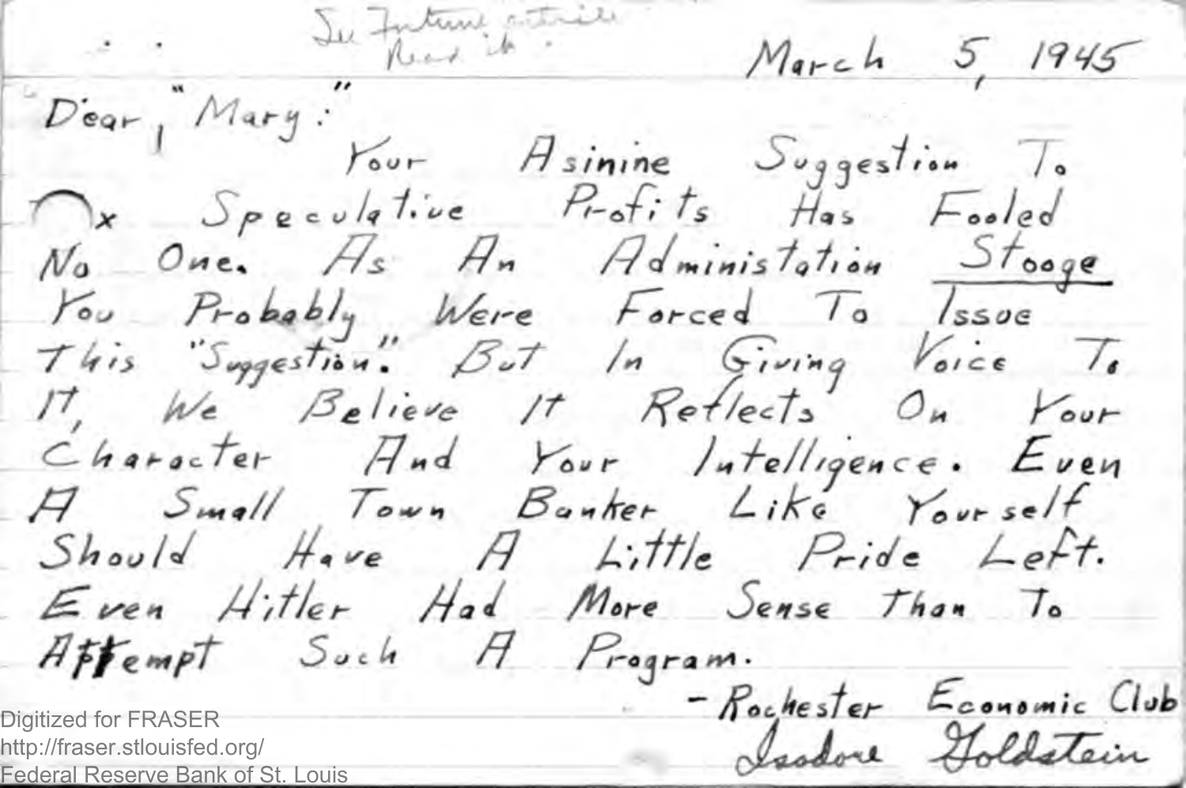See Future articles Read it.

March 5, 1945

Dear, "Mary:"

Your Asinine Suggestion To Tax Speculative Profits Has Fooled No One. As An Administation Stooge You Probably Were Forced To Issue This "Suggestion." But In Giving Voice To It, We Believe It Reflects On Your Character And Your Intelligence. Even A Small Town Banker Like Yourself Should Have A Little Pride Left. Even Hitler Had More Sense Than To Attempt Such A Program.

\- Rochester Economic Club

Isadore Goldstein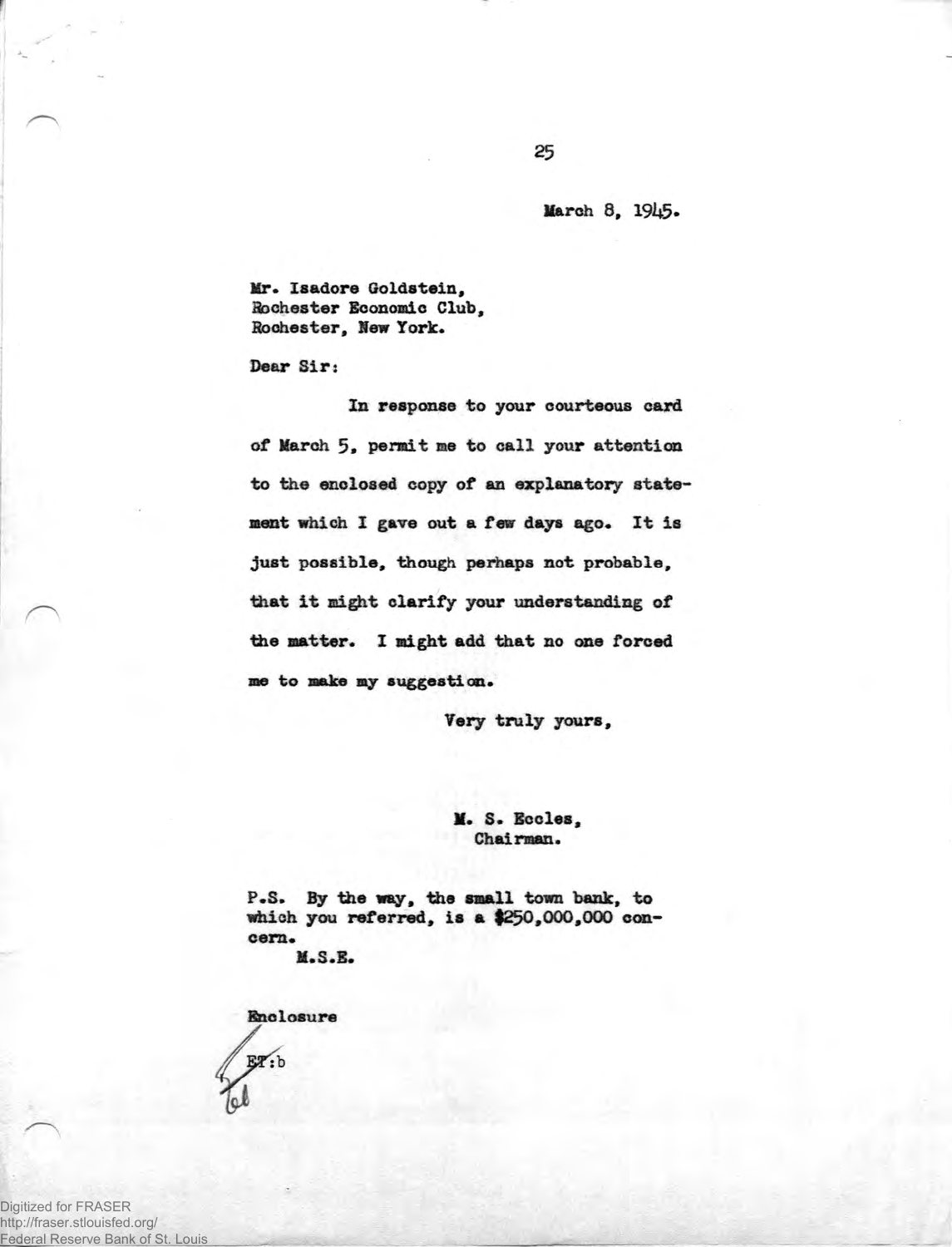March 8, 1945.

Mr. Isadore Goldstein,
Rochester Economic Club,
Rochester, New York.

Dear Sir:

In response to your courteous card of March 5, permit me to call your attention to the enclosed copy of an explanatory statement which I gave out a few days ago. It is just possible, though perhaps not probable, that it might clarify your understanding of the matter. I might add that no one forced me to make my suggestion.

Very truly yours,

M. S. Eccles,
Chairman.

P.S. By the way, the small town bank, to which you referred, is a $250,000,000 concern.
M.S.E.

Enclosure

ET:b